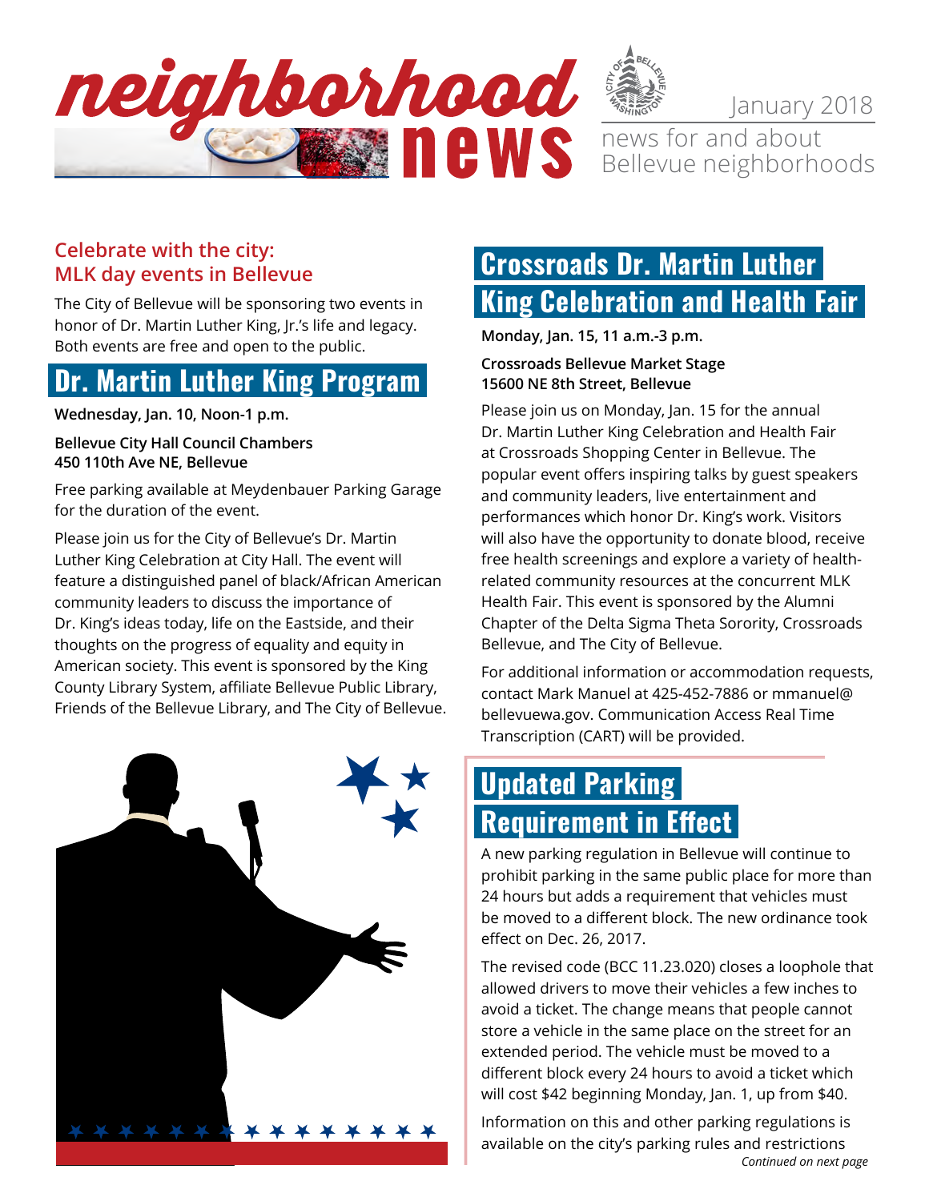# neighborhood news

January 2018

news for and about Bellevue neighborhoods

## Celebrate with the city: MLK day events in Bellevue

The City of Bellevue will be sponsoring two events in honor of Dr. Martin Luther King, Jr.'s life and legacy. Both events are free and open to the public.

## Dr. Martin Luther King Program

**Wednesday, Jan. 10, Noon-1 p.m.**

**Bellevue City Hall Council Chambers**
**450 110th Ave NE, Bellevue**

Free parking available at Meydenbauer Parking Garage for the duration of the event.

Please join us for the City of Bellevue's Dr. Martin Luther King Celebration at City Hall. The event will feature a distinguished panel of black/African American community leaders to discuss the importance of Dr. King's ideas today, life on the Eastside, and their thoughts on the progress of equality and equity in American society. This event is sponsored by the King County Library System, affiliate Bellevue Public Library, Friends of the Bellevue Library, and The City of Bellevue.

## Crossroads Dr. Martin Luther King Celebration and Health Fair

**Monday, Jan. 15, 11 a.m.-3 p.m.**

**Crossroads Bellevue Market Stage**
**15600 NE 8th Street, Bellevue**

Please join us on Monday, Jan. 15 for the annual Dr. Martin Luther King Celebration and Health Fair at Crossroads Shopping Center in Bellevue. The popular event offers inspiring talks by guest speakers and community leaders, live entertainment and performances which honor Dr. King's work. Visitors will also have the opportunity to donate blood, receive free health screenings and explore a variety of health-related community resources at the concurrent MLK Health Fair. This event is sponsored by the Alumni Chapter of the Delta Sigma Theta Sorority, Crossroads Bellevue, and The City of Bellevue.

For additional information or accommodation requests, contact Mark Manuel at 425-452-7886 or mmanuel@bellevuewa.gov. Communication Access Real Time Transcription (CART) will be provided.

## Updated Parking Requirement in Effect

A new parking regulation in Bellevue will continue to prohibit parking in the same public place for more than 24 hours but adds a requirement that vehicles must be moved to a different block. The new ordinance took effect on Dec. 26, 2017.

The revised code (BCC 11.23.020) closes a loophole that allowed drivers to move their vehicles a few inches to avoid a ticket. The change means that people cannot store a vehicle in the same place on the street for an extended period. The vehicle must be moved to a different block every 24 hours to avoid a ticket which will cost $42 beginning Monday, Jan. 1, up from $40.

Information on this and other parking regulations is available on the city's parking rules and restrictions

*Continued on next page*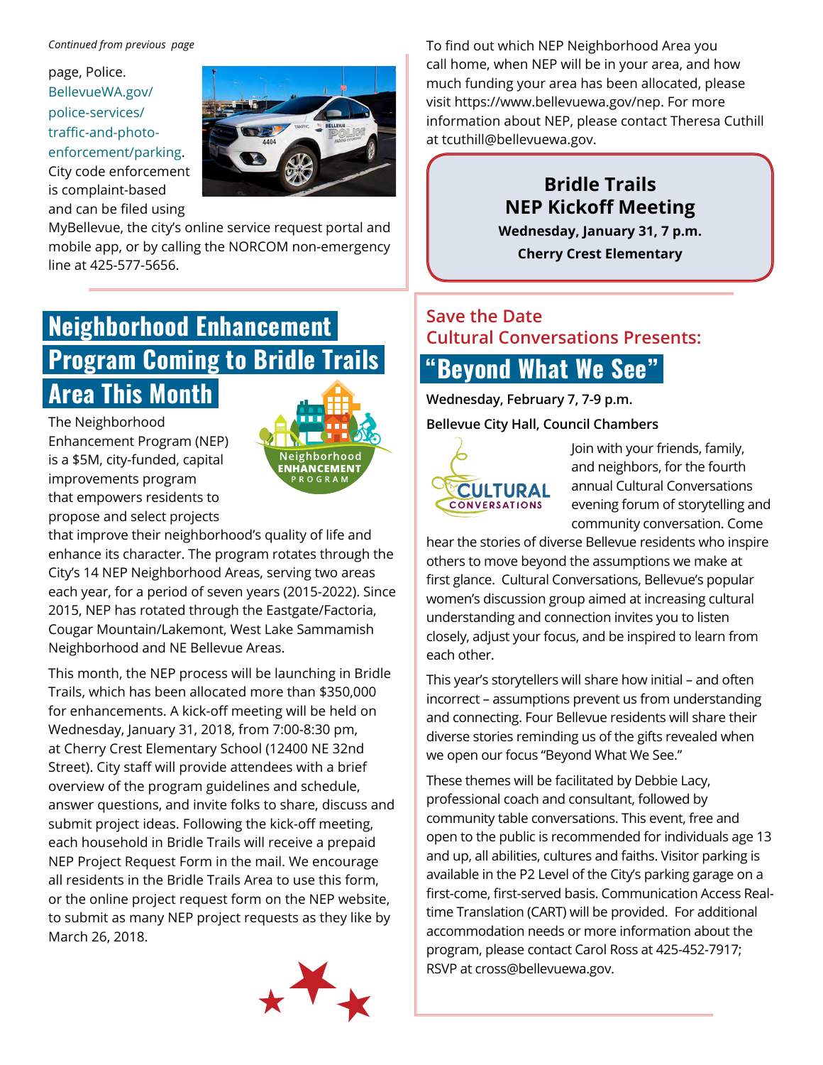*Continued from previous page*

page, Police. BellevueWA.gov/police-services/traffic-and-photo-enforcement/parking. City code enforcement is complaint-based and can be filed using MyBellevue, the city's online service request portal and mobile app, or by calling the NORCOM non-emergency line at 425-577-5656.

## Neighborhood Enhancement Program Coming to Bridle Trails Area This Month

The Neighborhood Enhancement Program (NEP) is a $5M, city-funded, capital improvements program that empowers residents to propose and select projects that improve their neighborhood's quality of life and enhance its character. The program rotates through the City's 14 NEP Neighborhood Areas, serving two areas each year, for a period of seven years (2015-2022). Since 2015, NEP has rotated through the Eastgate/Factoria, Cougar Mountain/Lakemont, West Lake Sammamish Neighborhood and NE Bellevue Areas.

This month, the NEP process will be launching in Bridle Trails, which has been allocated more than $350,000 for enhancements. A kick-off meeting will be held on Wednesday, January 31, 2018, from 7:00-8:30 pm, at Cherry Crest Elementary School (12400 NE 32nd Street). City staff will provide attendees with a brief overview of the program guidelines and schedule, answer questions, and invite folks to share, discuss and submit project ideas. Following the kick-off meeting, each household in Bridle Trails will receive a prepaid NEP Project Request Form in the mail. We encourage all residents in the Bridle Trails Area to use this form, or the online project request form on the NEP website, to submit as many NEP project requests as they like by March 26, 2018.

To find out which NEP Neighborhood Area you call home, when NEP will be in your area, and how much funding your area has been allocated, please visit https://www.bellevuewa.gov/nep. For more information about NEP, please contact Theresa Cuthill at tcuthill@bellevuewa.gov.

**Bridle Trails**
**NEP Kickoff Meeting**
**Wednesday, January 31, 7 p.m.**
**Cherry Crest Elementary**

### Save the Date
### Cultural Conversations Presents:

## "Beyond What We See"

**Wednesday, February 7, 7-9 p.m.**

**Bellevue City Hall, Council Chambers**

Join with your friends, family, and neighbors, for the fourth annual Cultural Conversations evening forum of storytelling and community conversation. Come hear the stories of diverse Bellevue residents who inspire others to move beyond the assumptions we make at first glance. Cultural Conversations, Bellevue's popular women's discussion group aimed at increasing cultural understanding and connection invites you to listen closely, adjust your focus, and be inspired to learn from each other.

This year's storytellers will share how initial – and often incorrect – assumptions prevent us from understanding and connecting. Four Bellevue residents will share their diverse stories reminding us of the gifts revealed when we open our focus "Beyond What We See."

These themes will be facilitated by Debbie Lacy, professional coach and consultant, followed by community table conversations. This event, free and open to the public is recommended for individuals age 13 and up, all abilities, cultures and faiths. Visitor parking is available in the P2 Level of the City's parking garage on a first-come, first-served basis. Communication Access Real-time Translation (CART) will be provided. For additional accommodation needs or more information about the program, please contact Carol Ross at 425-452-7917; RSVP at cross@bellevuewa.gov.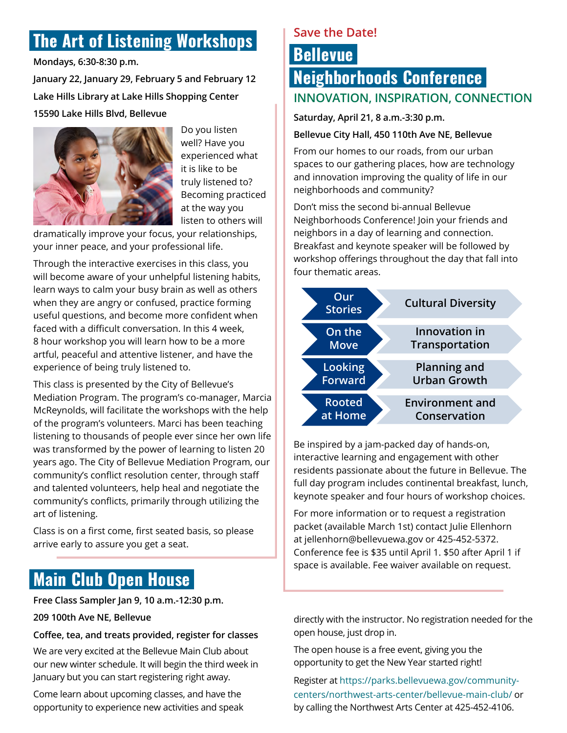## The Art of Listening Workshops

**Mondays, 6:30-8:30 p.m.**

**January 22, January 29, February 5 and February 12**

**Lake Hills Library at Lake Hills Shopping Center**

**15590 Lake Hills Blvd, Bellevue**

Do you listen well? Have you experienced what it is like to be truly listened to? Becoming practiced at the way you listen to others will dramatically improve your focus, your relationships, your inner peace, and your professional life.

Through the interactive exercises in this class, you will become aware of your unhelpful listening habits, learn ways to calm your busy brain as well as others when they are angry or confused, practice forming useful questions, and become more confident when faced with a difficult conversation. In this 4 week, 8 hour workshop you will learn how to be a more artful, peaceful and attentive listener, and have the experience of being truly listened to.

This class is presented by the City of Bellevue's Mediation Program. The program's co-manager, Marcia McReynolds, will facilitate the workshops with the help of the program's volunteers. Marci has been teaching listening to thousands of people ever since her own life was transformed by the power of learning to listen 20 years ago. The City of Bellevue Mediation Program, our community's conflict resolution center, through staff and talented volunteers, help heal and negotiate the community's conflicts, primarily through utilizing the art of listening.

Class is on a first come, first seated basis, so please arrive early to assure you get a seat.

Save the Date!

## Bellevue Neighborhoods Conference

### INNOVATION, INSPIRATION, CONNECTION

**Saturday, April 21, 8 a.m.-3:30 p.m.**

**Bellevue City Hall, 450 110th Ave NE, Bellevue**

From our homes to our roads, from our urban spaces to our gathering places, how are technology and innovation improving the quality of life in our neighborhoods and community?

Don't miss the second bi-annual Bellevue Neighborhoods Conference! Join your friends and neighbors in a day of learning and connection. Breakfast and keynote speaker will be followed by workshop offerings throughout the day that fall into four thematic areas.

| | |
|---|---|
| Our Stories | Cultural Diversity |
| On the Move | Innovation in Transportation |
| Looking Forward | Planning and Urban Growth |
| Rooted at Home | Environment and Conservation |

Be inspired by a jam-packed day of hands-on, interactive learning and engagement with other residents passionate about the future in Bellevue. The full day program includes continental breakfast, lunch, keynote speaker and four hours of workshop choices.

For more information or to request a registration packet (available March 1st) contact Julie Ellenhorn at jellenhorn@bellevuewa.gov or 425-452-5372. Conference fee is $35 until April 1. $50 after April 1 if space is available. Fee waiver available on request.

## Main Club Open House

**Free Class Sampler Jan 9, 10 a.m.-12:30 p.m.**

**209 100th Ave NE, Bellevue**

**Coffee, tea, and treats provided, register for classes**

We are very excited at the Bellevue Main Club about our new winter schedule. It will begin the third week in January but you can start registering right away.

Come learn about upcoming classes, and have the opportunity to experience new activities and speak directly with the instructor. No registration needed for the open house, just drop in.

The open house is a free event, giving you the opportunity to get the New Year started right!

Register at https://parks.bellevuewa.gov/community-centers/northwest-arts-center/bellevue-main-club/ or by calling the Northwest Arts Center at 425-452-4106.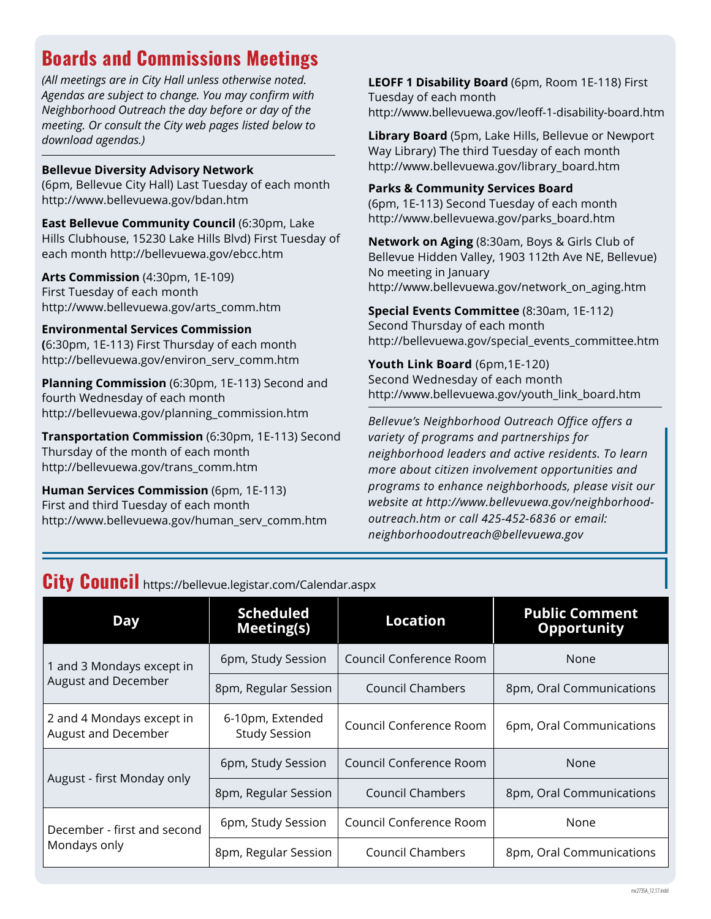## Boards and Commissions Meetings

*(All meetings are in City Hall unless otherwise noted. Agendas are subject to change. You may confirm with Neighborhood Outreach the day before or day of the meeting. Or consult the City web pages listed below to download agendas.)*

**Bellevue Diversity Advisory Network**
(6pm, Bellevue City Hall) Last Tuesday of each month
http://www.bellevuewa.gov/bdan.htm

**East Bellevue Community Council** (6:30pm, Lake Hills Clubhouse, 15230 Lake Hills Blvd) First Tuesday of each month http://bellevuewa.gov/ebcc.htm

**Arts Commission** (4:30pm, 1E-109)
First Tuesday of each month
http://www.bellevuewa.gov/arts_comm.htm

**Environmental Services Commission**
**(**6:30pm, 1E-113) First Thursday of each month
http://bellevuewa.gov/environ_serv_comm.htm

**Planning Commission** (6:30pm, 1E-113) Second and fourth Wednesday of each month
http://bellevuewa.gov/planning_commission.htm

**Transportation Commission** (6:30pm, 1E-113) Second Thursday of the month of each month
http://bellevuewa.gov/trans_comm.htm

**Human Services Commission** (6pm, 1E-113)
First and third Tuesday of each month
http://www.bellevuewa.gov/human_serv_comm.htm

**LEOFF 1 Disability Board** (6pm, Room 1E-118) First Tuesday of each month
http://www.bellevuewa.gov/leoff-1-disability-board.htm

**Library Board** (5pm, Lake Hills, Bellevue or Newport Way Library) The third Tuesday of each month
http://www.bellevuewa.gov/library_board.htm

**Parks & Community Services Board**
(6pm, 1E-113) Second Tuesday of each month
http://www.bellevuewa.gov/parks_board.htm

**Network on Aging** (8:30am, Boys & Girls Club of Bellevue Hidden Valley, 1903 112th Ave NE, Bellevue) No meeting in January
http://www.bellevuewa.gov/network_on_aging.htm

**Special Events Committee** (8:30am, 1E-112)
Second Thursday of each month
http://bellevuewa.gov/special_events_committee.htm

**Youth Link Board** (6pm,1E-120)
Second Wednesday of each month
http://www.bellevuewa.gov/youth_link_board.htm

*Bellevue's Neighborhood Outreach Office offers a variety of programs and partnerships for neighborhood leaders and active residents. To learn more about citizen involvement opportunities and programs to enhance neighborhoods, please visit our website at http://www.bellevuewa.gov/neighborhood-outreach.htm or call 425-452-6836 or email: neighborhoodoutreach@bellevuewa.gov*

## City Council https://bellevue.legistar.com/Calendar.aspx

| Day | Scheduled Meeting(s) | Location | Public Comment Opportunity |
|---|---|---|---|
| 1 and 3 Mondays except in August and December | 6pm, Study Session | Council Conference Room | None |
| | 8pm, Regular Session | Council Chambers | 8pm, Oral Communications |
| 2 and 4 Mondays except in August and December | 6-10pm, Extended Study Session | Council Conference Room | 6pm, Oral Communications |
| August - first Monday only | 6pm, Study Session | Council Conference Room | None |
| | 8pm, Regular Session | Council Chambers | 8pm, Oral Communications |
| December - first and second Mondays only | 6pm, Study Session | Council Conference Room | None |
| | 8pm, Regular Session | Council Chambers | 8pm, Oral Communications |